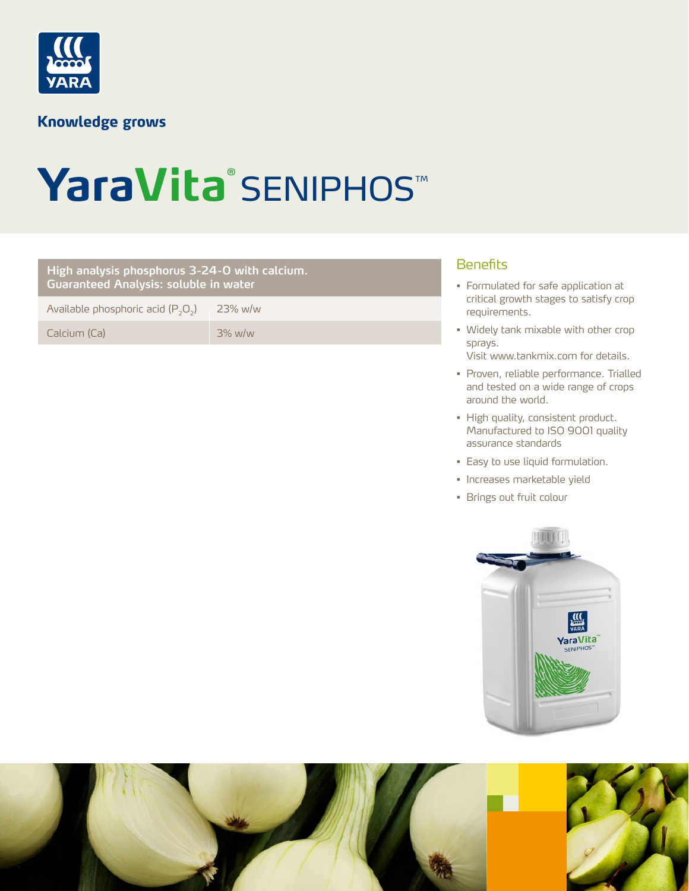Knowledge grows

# YaraVita® SENIPHOS™

| High analysis phosphorus 3-24-0 with calcium. Guaranteed Analysis: soluble in water | |
|---|---|
| Available phosphoric acid ($P_2O_2$) | 23% w/w |
| Calcium (Ca) | 3% w/w |

## Benefits

- Formulated for safe application at critical growth stages to satisfy crop requirements.
- Widely tank mixable with other crop sprays.
  Visit www.tankmix.com for details.
- Proven, reliable performance. Trialled and tested on a wide range of crops around the world.
- High quality, consistent product. Manufactured to ISO 9001 quality assurance standards
- Easy to use liquid formulation.
- Increases marketable yield
- Brings out fruit colour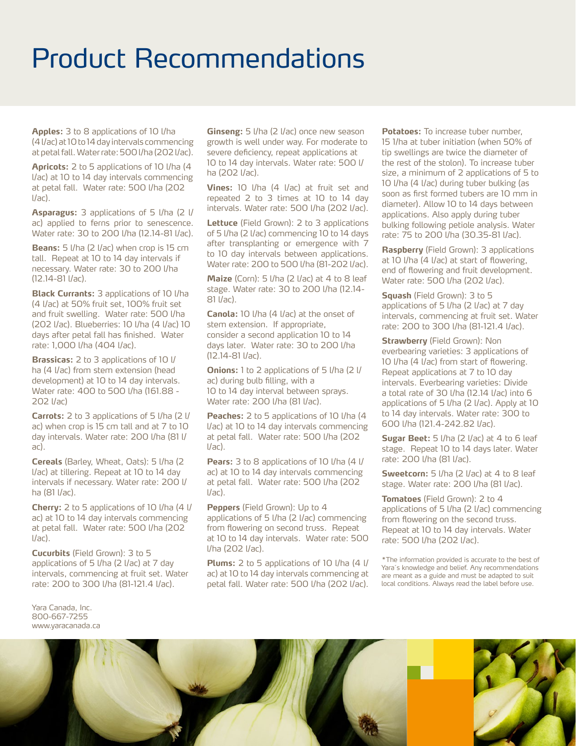# Product Recommendations

**Apples:** 3 to 8 applications of 10 l/ha (4 l/ac) at 10 to 14 day intervals commencing at petal fall. Water rate: 500 l/ha (202 l/ac).

**Apricots:** 2 to 5 applications of 10 l/ha (4 l/ac) at 10 to 14 day intervals commencing at petal fall. Water rate: 500 l/ha (202 l/ac).

**Asparagus:** 3 applications of 5 l/ha (2 l/ac) applied to ferns prior to senescence. Water rate: 30 to 200 l/ha (12.14-81 l/ac).

**Beans:** 5 l/ha (2 l/ac) when crop is 15 cm tall. Repeat at 10 to 14 day intervals if necessary. Water rate: 30 to 200 l/ha (12.14-81 l/ac).

**Black Currants:** 3 applications of 10 l/ha (4 l/ac) at 50% fruit set, 100% fruit set and fruit swelling. Water rate: 500 l/ha (202 l/ac). Blueberries: 10 l/ha (4 l/ac) 10 days after petal fall has finished. Water rate: 1,000 l/ha (404 l/ac).

**Brassicas:** 2 to 3 applications of 10 l/ha (4 l/ac) from stem extension (head development) at 10 to 14 day intervals. Water rate: 400 to 500 l/ha (161.88 - 202 l/ac)

**Carrots:** 2 to 3 applications of 5 l/ha (2 l/ac) when crop is 15 cm tall and at 7 to 10 day intervals. Water rate: 200 l/ha (81 l/ac).

**Cereals** (Barley, Wheat, Oats): 5 l/ha (2 l/ac) at tillering. Repeat at 10 to 14 day intervals if necessary. Water rate: 200 l/ha (81 l/ac).

**Cherry:** 2 to 5 applications of 10 l/ha (4 l/ac) at 10 to 14 day intervals commencing at petal fall. Water rate: 500 l/ha (202 l/ac).

**Cucurbits** (Field Grown): 3 to 5 applications of 5 l/ha (2 l/ac) at 7 day intervals, commencing at fruit set. Water rate: 200 to 300 l/ha (81-121.4 l/ac).

**Ginseng:** 5 l/ha (2 l/ac) once new season growth is well under way. For moderate to severe deficiency, repeat applications at 10 to 14 day intervals. Water rate: 500 l/ha (202 l/ac).

**Vines:** 10 l/ha (4 l/ac) at fruit set and repeated 2 to 3 times at 10 to 14 day intervals. Water rate: 500 l/ha (202 l/ac).

**Lettuce** (Field Grown): 2 to 3 applications of 5 l/ha (2 l/ac) commencing 10 to 14 days after transplanting or emergence with 7 to 10 day intervals between applications. Water rate: 200 to 500 l/ha (81-202 l/ac).

**Maize** (Corn): 5 l/ha (2 l/ac) at 4 to 8 leaf stage. Water rate: 30 to 200 l/ha (12.14-81 l/ac).

**Canola:** 10 l/ha (4 l/ac) at the onset of stem extension. If appropriate, consider a second application 10 to 14 days later. Water rate: 30 to 200 l/ha (12.14-81 l/ac).

**Onions:** 1 to 2 applications of 5 l/ha (2 l/ac) during bulb filling, with a 10 to 14 day interval between sprays. Water rate: 200 l/ha (81 l/ac).

**Peaches:** 2 to 5 applications of 10 l/ha (4 l/ac) at 10 to 14 day intervals commencing at petal fall. Water rate: 500 l/ha (202 l/ac).

**Pears:** 3 to 8 applications of 10 l/ha (4 l/ac) at 10 to 14 day intervals commencing at petal fall. Water rate: 500 l/ha (202 l/ac).

**Peppers** (Field Grown): Up to 4 applications of 5 l/ha (2 l/ac) commencing from flowering on second truss. Repeat at 10 to 14 day intervals. Water rate: 500 l/ha (202 l/ac).

**Plums:** 2 to 5 applications of 10 l/ha (4 l/ac) at 10 to 14 day intervals commencing at petal fall. Water rate: 500 l/ha (202 l/ac).

**Potatoes:** To increase tuber number, 15 l/ha at tuber initiation (when 50% of tip swellings are twice the diameter of the rest of the stolon). To increase tuber size, a minimum of 2 applications of 5 to 10 l/ha (4 l/ac) during tuber bulking (as soon as first formed tubers are 10 mm in diameter). Allow 10 to 14 days between applications. Also apply during tuber bulking following petiole analysis. Water rate: 75 to 200 l/ha (30.35-81 l/ac).

**Raspberry** (Field Grown): 3 applications at 10 l/ha (4 l/ac) at start of flowering, end of flowering and fruit development. Water rate: 500 l/ha (202 l/ac).

**Squash** (Field Grown): 3 to 5 applications of 5 l/ha (2 l/ac) at 7 day intervals, commencing at fruit set. Water rate: 200 to 300 l/ha (81-121.4 l/ac).

**Strawberry** (Field Grown): Non everbearing varieties: 3 applications of 10 l/ha (4 l/ac) from start of flowering. Repeat applications at 7 to 10 day intervals. Everbearing varieties: Divide a total rate of 30 l/ha (12.14 l/ac) into 6 applications of 5 l/ha (2 l/ac). Apply at 10 to 14 day intervals. Water rate: 300 to 600 l/ha (121.4-242.82 l/ac).

**Sugar Beet:** 5 l/ha (2 l/ac) at 4 to 6 leaf stage. Repeat 10 to 14 days later. Water rate: 200 l/ha (81 l/ac).

**Sweetcorn:** 5 l/ha (2 l/ac) at 4 to 8 leaf stage. Water rate: 200 l/ha (81 l/ac).

**Tomatoes** (Field Grown): 2 to 4 applications of 5 l/ha (2 l/ac) commencing from flowering on the second truss. Repeat at 10 to 14 day intervals. Water rate: 500 l/ha (202 l/ac).

*The information provided is accurate to the best of Yara´s knowledge and belief. Any recommendations are meant as a guide and must be adapted to suit local conditions. Always read the label before use.

Yara Canada, Inc.
800-667-7255
www.yaracanada.ca